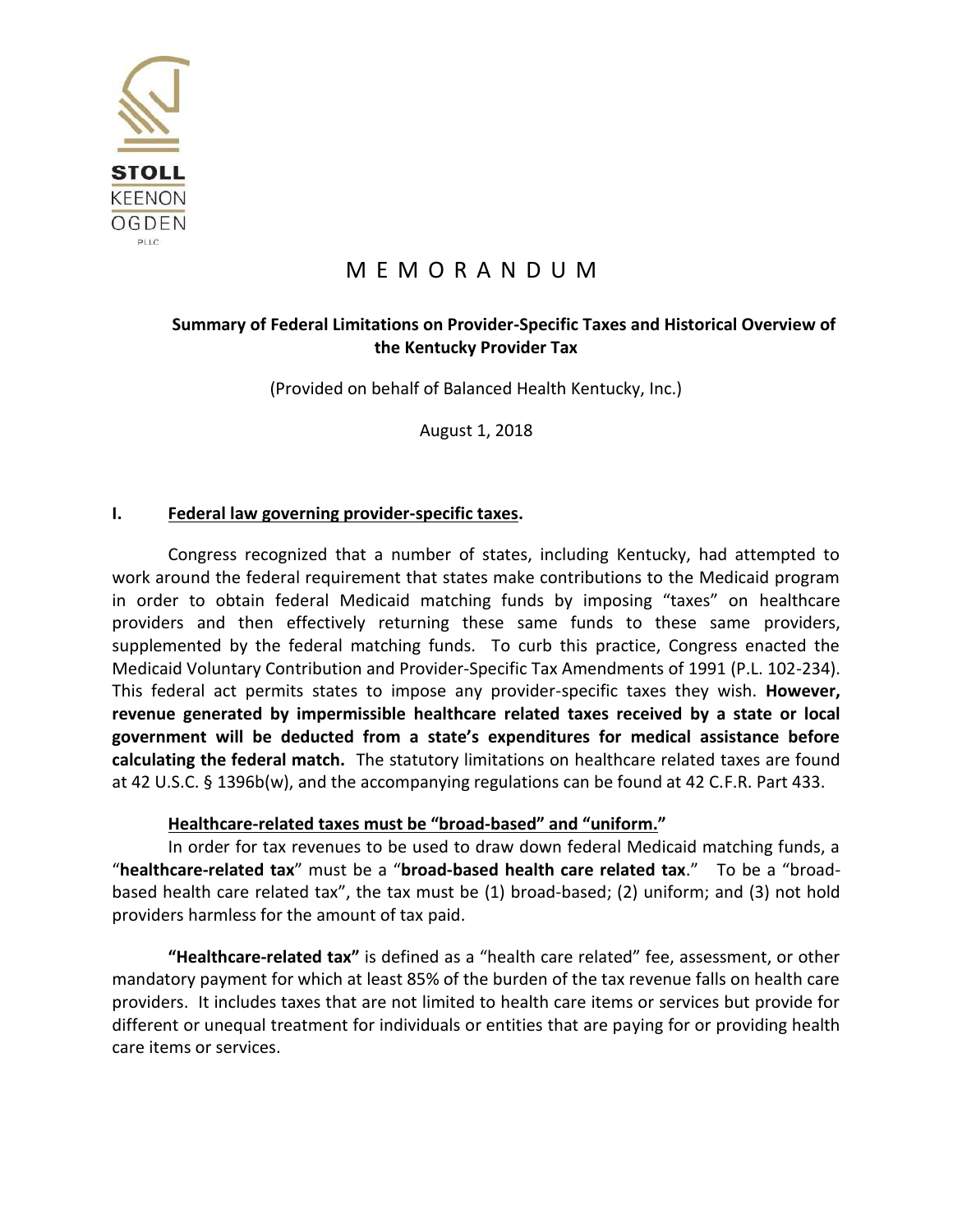STOLL KEENON OGDEN PLLC

# M E M O R A N D U M

**Summary of Federal Limitations on Provider-Specific Taxes and Historical Overview of the Kentucky Provider Tax**

(Provided on behalf of Balanced Health Kentucky, Inc.)

August 1, 2018

## I. Federal law governing provider-specific taxes.

Congress recognized that a number of states, including Kentucky, had attempted to work around the federal requirement that states make contributions to the Medicaid program in order to obtain federal Medicaid matching funds by imposing "taxes" on healthcare providers and then effectively returning these same funds to these same providers, supplemented by the federal matching funds. To curb this practice, Congress enacted the Medicaid Voluntary Contribution and Provider-Specific Tax Amendments of 1991 (P.L. 102-234). This federal act permits states to impose any provider-specific taxes they wish. **However, revenue generated by impermissible healthcare related taxes received by a state or local government will be deducted from a state's expenditures for medical assistance before calculating the federal match.** The statutory limitations on healthcare related taxes are found at 42 U.S.C. § 1396b(w), and the accompanying regulations can be found at 42 C.F.R. Part 433.

### Healthcare-related taxes must be "broad-based" and "uniform."

In order for tax revenues to be used to draw down federal Medicaid matching funds, a "**healthcare-related tax**" must be a "**broad-based health care related tax**." To be a "broad-based health care related tax", the tax must be (1) broad-based; (2) uniform; and (3) not hold providers harmless for the amount of tax paid.

**"Healthcare-related tax"** is defined as a "health care related" fee, assessment, or other mandatory payment for which at least 85% of the burden of the tax revenue falls on health care providers. It includes taxes that are not limited to health care items or services but provide for different or unequal treatment for individuals or entities that are paying for or providing health care items or services.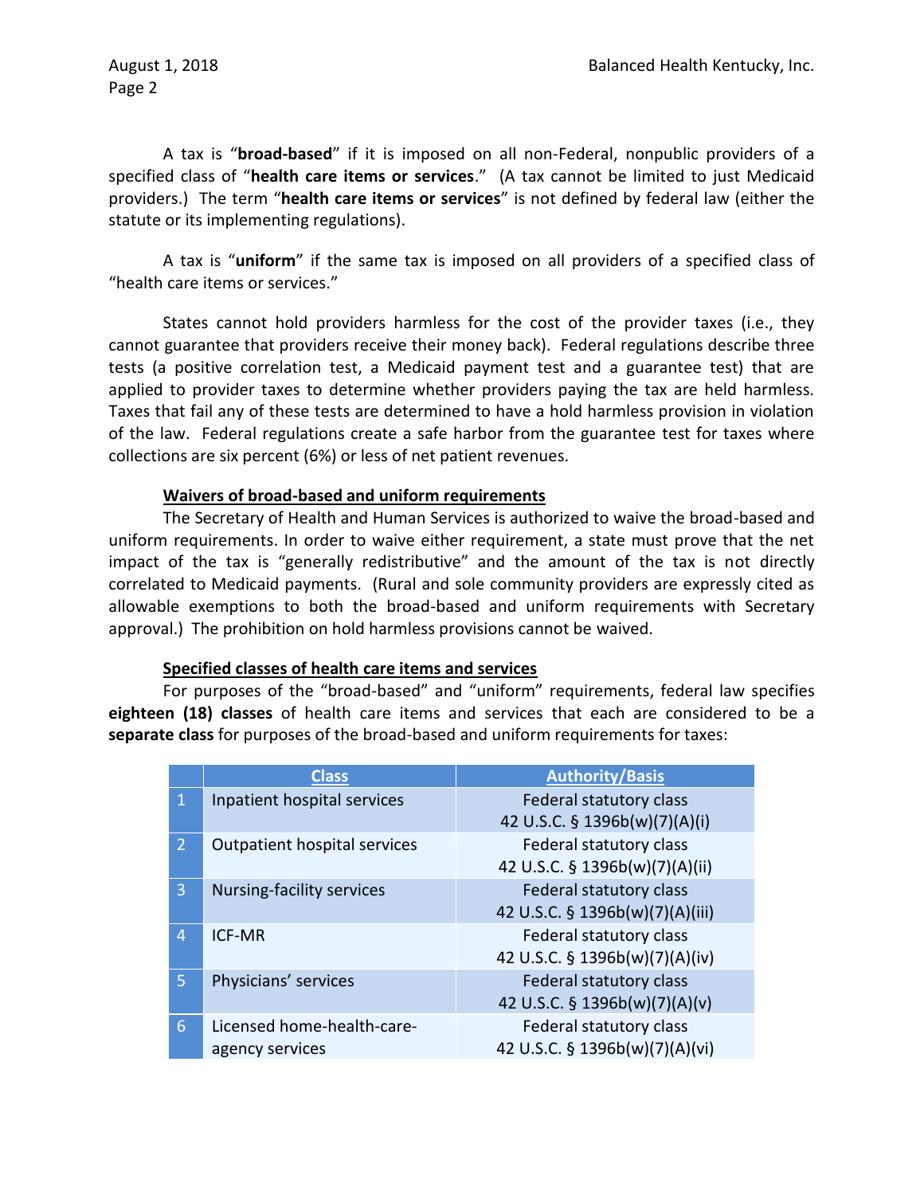A tax is "**broad-based**" if it is imposed on all non-Federal, nonpublic providers of a specified class of "**health care items or services**." (A tax cannot be limited to just Medicaid providers.) The term "**health care items or services**" is not defined by federal law (either the statute or its implementing regulations).

A tax is "**uniform**" if the same tax is imposed on all providers of a specified class of "health care items or services."

States cannot hold providers harmless for the cost of the provider taxes (i.e., they cannot guarantee that providers receive their money back). Federal regulations describe three tests (a positive correlation test, a Medicaid payment test and a guarantee test) that are applied to provider taxes to determine whether providers paying the tax are held harmless. Taxes that fail any of these tests are determined to have a hold harmless provision in violation of the law. Federal regulations create a safe harbor from the guarantee test for taxes where collections are six percent (6%) or less of net patient revenues.

**Waivers of broad-based and uniform requirements**

The Secretary of Health and Human Services is authorized to waive the broad-based and uniform requirements. In order to waive either requirement, a state must prove that the net impact of the tax is "generally redistributive" and the amount of the tax is not directly correlated to Medicaid payments. (Rural and sole community providers are expressly cited as allowable exemptions to both the broad-based and uniform requirements with Secretary approval.) The prohibition on hold harmless provisions cannot be waived.

**Specified classes of health care items and services**

For purposes of the "broad-based" and "uniform" requirements, federal law specifies **eighteen (18) classes** of health care items and services that each are considered to be a **separate class** for purposes of the broad-based and uniform requirements for taxes:

| | Class | Authority/Basis |
|---|---|---|
| 1 | Inpatient hospital services | Federal statutory class 42 U.S.C. § 1396b(w)(7)(A)(i) |
| 2 | Outpatient hospital services | Federal statutory class 42 U.S.C. § 1396b(w)(7)(A)(ii) |
| 3 | Nursing-facility services | Federal statutory class 42 U.S.C. § 1396b(w)(7)(A)(iii) |
| 4 | ICF-MR | Federal statutory class 42 U.S.C. § 1396b(w)(7)(A)(iv) |
| 5 | Physicians' services | Federal statutory class 42 U.S.C. § 1396b(w)(7)(A)(v) |
| 6 | Licensed home-health-care-agency services | Federal statutory class 42 U.S.C. § 1396b(w)(7)(A)(vi) |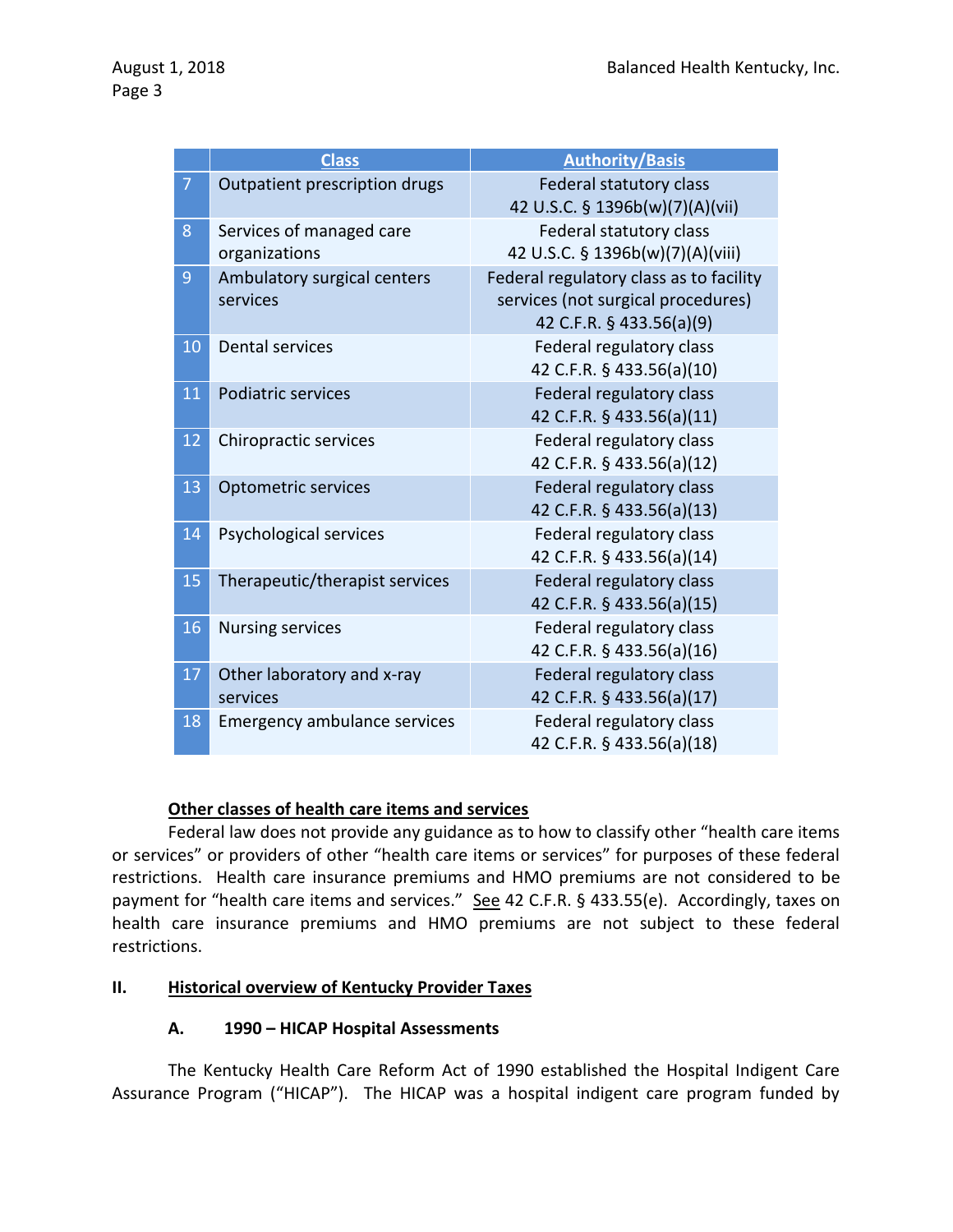| | Class | Authority/Basis |
|---|---|---|
| 7 | Outpatient prescription drugs | Federal statutory class<br>42 U.S.C. § 1396b(w)(7)(A)(vii) |
| 8 | Services of managed care organizations | Federal statutory class<br>42 U.S.C. § 1396b(w)(7)(A)(viii) |
| 9 | Ambulatory surgical centers services | Federal regulatory class as to facility services (not surgical procedures)<br>42 C.F.R. § 433.56(a)(9) |
| 10 | Dental services | Federal regulatory class<br>42 C.F.R. § 433.56(a)(10) |
| 11 | Podiatric services | Federal regulatory class<br>42 C.F.R. § 433.56(a)(11) |
| 12 | Chiropractic services | Federal regulatory class<br>42 C.F.R. § 433.56(a)(12) |
| 13 | Optometric services | Federal regulatory class<br>42 C.F.R. § 433.56(a)(13) |
| 14 | Psychological services | Federal regulatory class<br>42 C.F.R. § 433.56(a)(14) |
| 15 | Therapeutic/therapist services | Federal regulatory class<br>42 C.F.R. § 433.56(a)(15) |
| 16 | Nursing services | Federal regulatory class<br>42 C.F.R. § 433.56(a)(16) |
| 17 | Other laboratory and x-ray services | Federal regulatory class<br>42 C.F.R. § 433.56(a)(17) |
| 18 | Emergency ambulance services | Federal regulatory class<br>42 C.F.R. § 433.56(a)(18) |

**Other classes of health care items and services**

Federal law does not provide any guidance as to how to classify other "health care items or services" or providers of other "health care items or services" for purposes of these federal restrictions. Health care insurance premiums and HMO premiums are not considered to be payment for "health care items and services." See 42 C.F.R. § 433.55(e). Accordingly, taxes on health care insurance premiums and HMO premiums are not subject to these federal restrictions.

## II. Historical overview of Kentucky Provider Taxes

### A. 1990 – HICAP Hospital Assessments

The Kentucky Health Care Reform Act of 1990 established the Hospital Indigent Care Assurance Program ("HICAP"). The HICAP was a hospital indigent care program funded by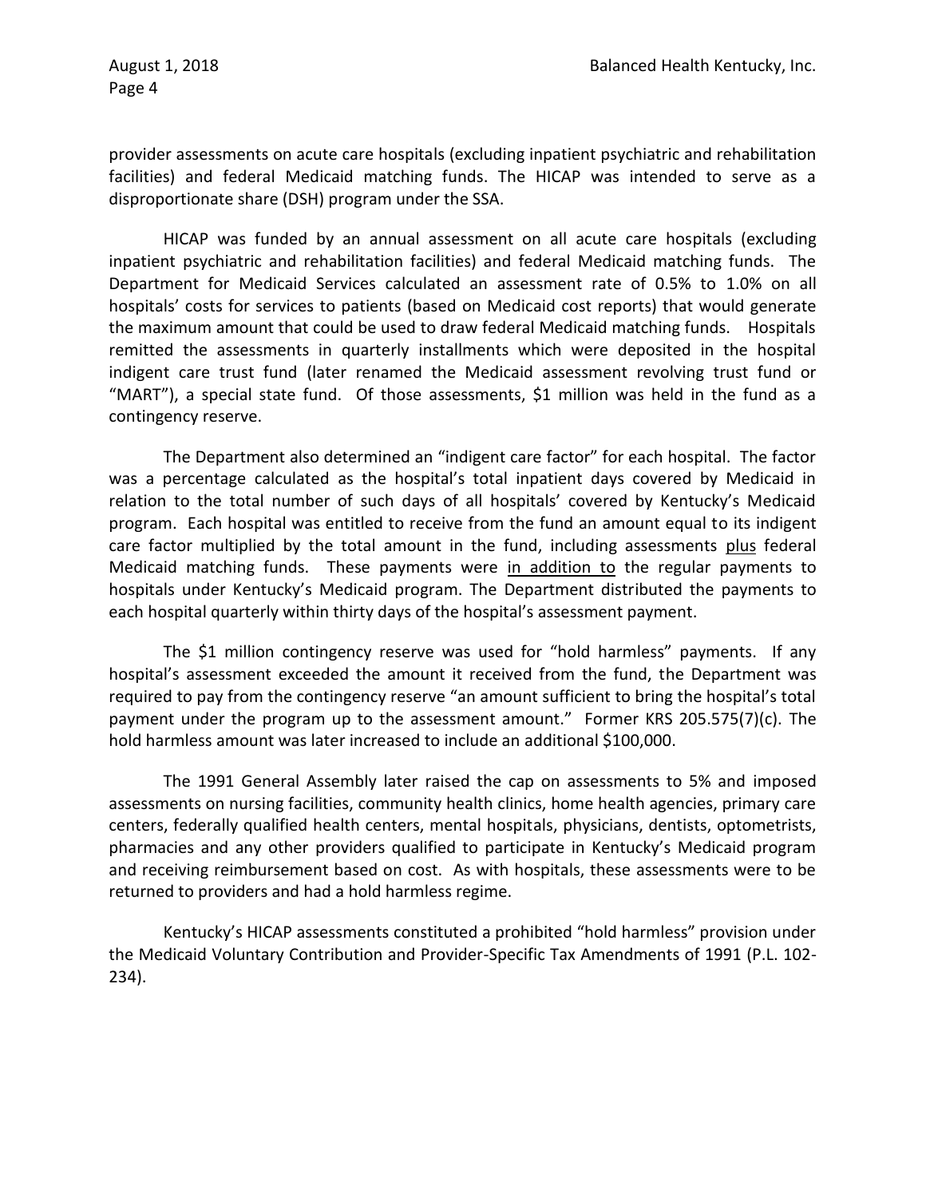provider assessments on acute care hospitals (excluding inpatient psychiatric and rehabilitation facilities) and federal Medicaid matching funds. The HICAP was intended to serve as a disproportionate share (DSH) program under the SSA.

HICAP was funded by an annual assessment on all acute care hospitals (excluding inpatient psychiatric and rehabilitation facilities) and federal Medicaid matching funds. The Department for Medicaid Services calculated an assessment rate of 0.5% to 1.0% on all hospitals' costs for services to patients (based on Medicaid cost reports) that would generate the maximum amount that could be used to draw federal Medicaid matching funds. Hospitals remitted the assessments in quarterly installments which were deposited in the hospital indigent care trust fund (later renamed the Medicaid assessment revolving trust fund or "MART"), a special state fund. Of those assessments, $1 million was held in the fund as a contingency reserve.

The Department also determined an "indigent care factor" for each hospital. The factor was a percentage calculated as the hospital's total inpatient days covered by Medicaid in relation to the total number of such days of all hospitals' covered by Kentucky's Medicaid program. Each hospital was entitled to receive from the fund an amount equal to its indigent care factor multiplied by the total amount in the fund, including assessments <u>plus</u> federal Medicaid matching funds. These payments were <u>in addition to</u> the regular payments to hospitals under Kentucky's Medicaid program. The Department distributed the payments to each hospital quarterly within thirty days of the hospital's assessment payment.

The $1 million contingency reserve was used for "hold harmless" payments. If any hospital's assessment exceeded the amount it received from the fund, the Department was required to pay from the contingency reserve "an amount sufficient to bring the hospital's total payment under the program up to the assessment amount." Former KRS 205.575(7)(c). The hold harmless amount was later increased to include an additional $100,000.

The 1991 General Assembly later raised the cap on assessments to 5% and imposed assessments on nursing facilities, community health clinics, home health agencies, primary care centers, federally qualified health centers, mental hospitals, physicians, dentists, optometrists, pharmacies and any other providers qualified to participate in Kentucky's Medicaid program and receiving reimbursement based on cost. As with hospitals, these assessments were to be returned to providers and had a hold harmless regime.

Kentucky's HICAP assessments constituted a prohibited "hold harmless" provision under the Medicaid Voluntary Contribution and Provider-Specific Tax Amendments of 1991 (P.L. 102-234).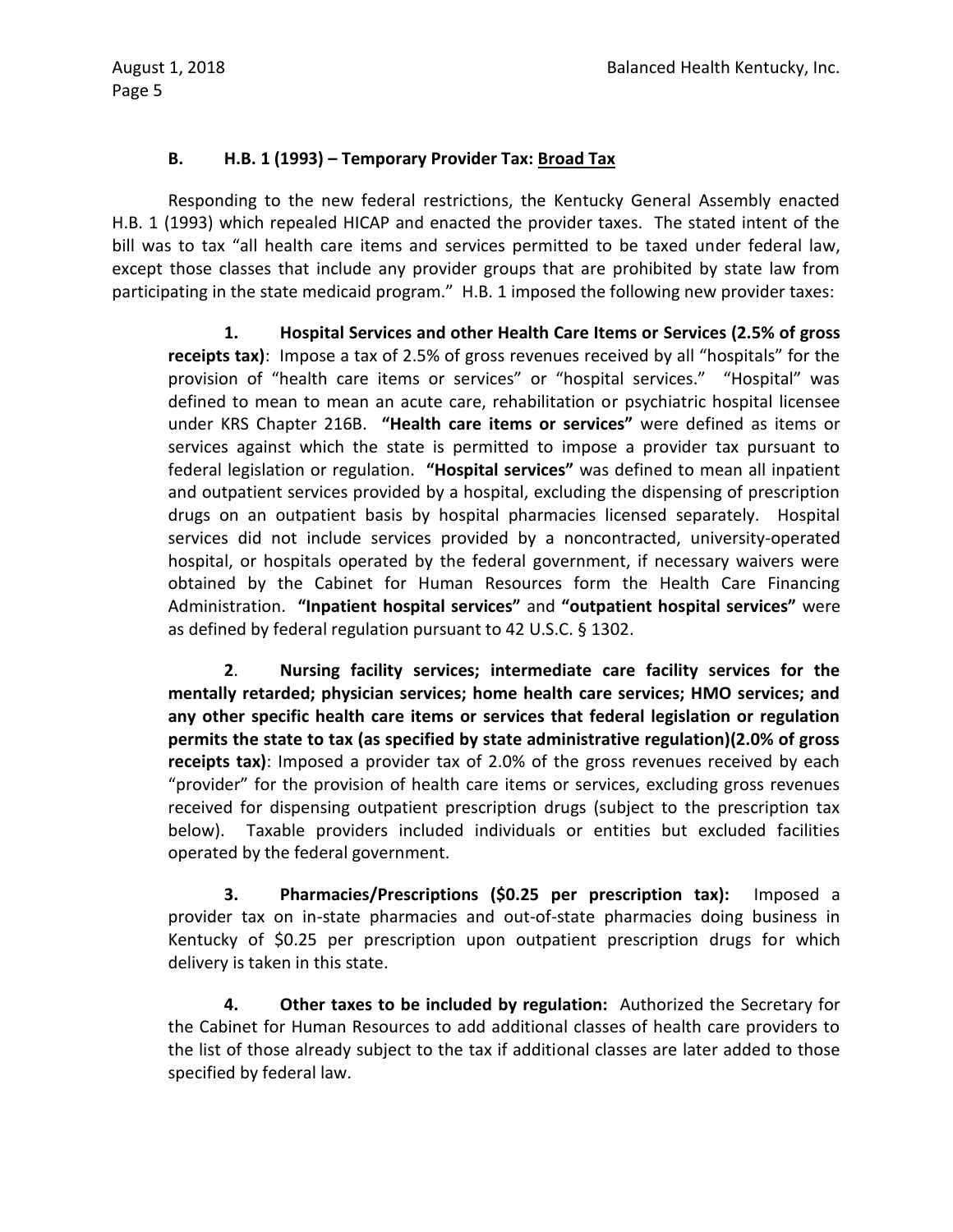### B. H.B. 1 (1993) – Temporary Provider Tax: Broad Tax

Responding to the new federal restrictions, the Kentucky General Assembly enacted H.B. 1 (1993) which repealed HICAP and enacted the provider taxes. The stated intent of the bill was to tax "all health care items and services permitted to be taxed under federal law, except those classes that include any provider groups that are prohibited by state law from participating in the state medicaid program." H.B. 1 imposed the following new provider taxes:

> **1. Hospital Services and other Health Care Items or Services (2.5% of gross receipts tax)**: Impose a tax of 2.5% of gross revenues received by all "hospitals" for the provision of "health care items or services" or "hospital services." "Hospital" was defined to mean to mean an acute care, rehabilitation or psychiatric hospital licensee under KRS Chapter 216B. **"Health care items or services"** were defined as items or services against which the state is permitted to impose a provider tax pursuant to federal legislation or regulation. **"Hospital services"** was defined to mean all inpatient and outpatient services provided by a hospital, excluding the dispensing of prescription drugs on an outpatient basis by hospital pharmacies licensed separately. Hospital services did not include services provided by a noncontracted, university-operated hospital, or hospitals operated by the federal government, if necessary waivers were obtained by the Cabinet for Human Resources form the Health Care Financing Administration. **"Inpatient hospital services"** and **"outpatient hospital services"** were as defined by federal regulation pursuant to 42 U.S.C. § 1302.
>
> **2. Nursing facility services; intermediate care facility services for the mentally retarded; physician services; home health care services; HMO services; and any other specific health care items or services that federal legislation or regulation permits the state to tax (as specified by state administrative regulation)(2.0% of gross receipts tax)**: Imposed a provider tax of 2.0% of the gross revenues received by each "provider" for the provision of health care items or services, excluding gross revenues received for dispensing outpatient prescription drugs (subject to the prescription tax below). Taxable providers included individuals or entities but excluded facilities operated by the federal government.
>
> **3. Pharmacies/Prescriptions ($0.25 per prescription tax):** Imposed a provider tax on in-state pharmacies and out-of-state pharmacies doing business in Kentucky of $0.25 per prescription upon outpatient prescription drugs for which delivery is taken in this state.
>
> **4. Other taxes to be included by regulation:** Authorized the Secretary for the Cabinet for Human Resources to add additional classes of health care providers to the list of those already subject to the tax if additional classes are later added to those specified by federal law.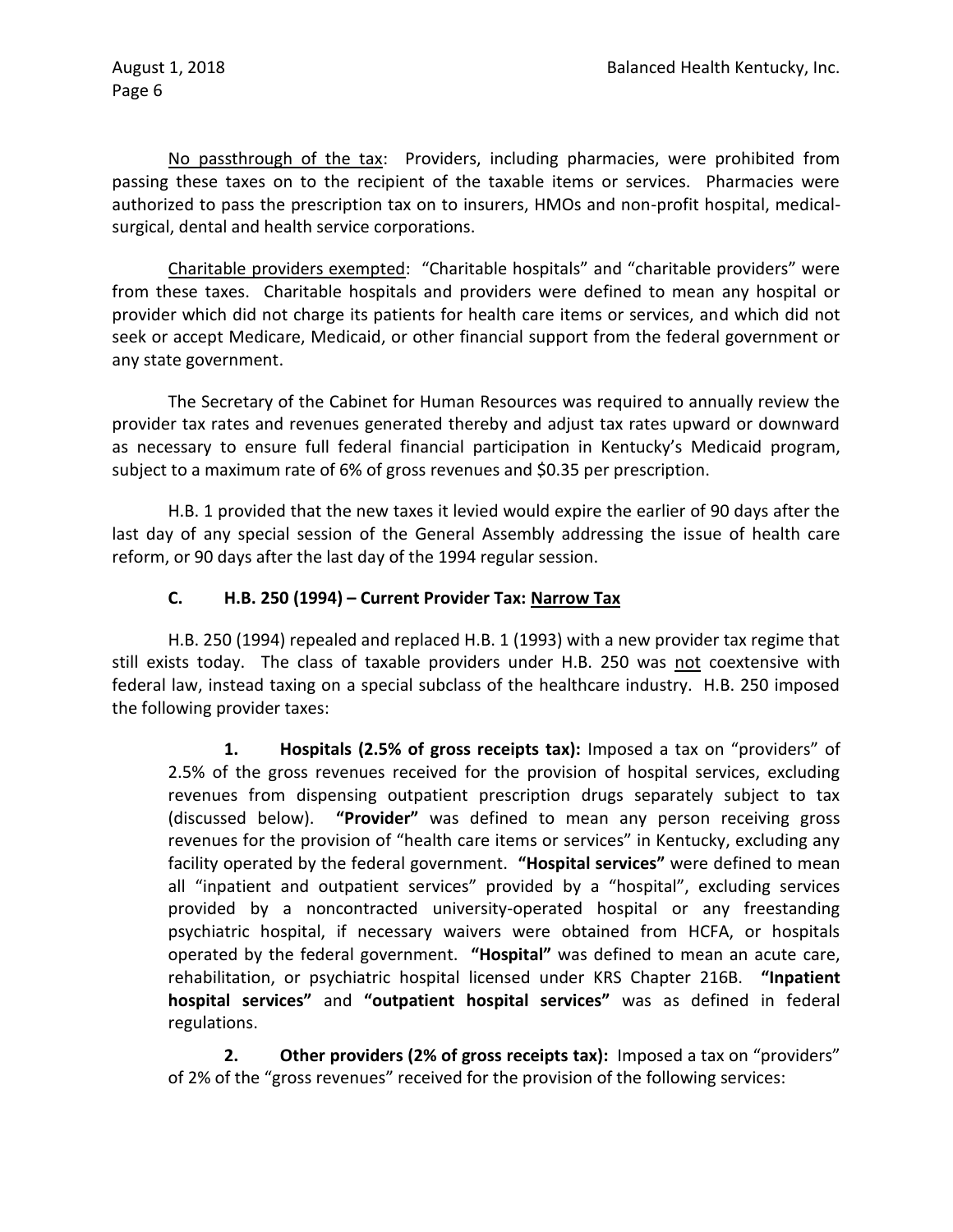<u>No passthrough of the tax</u>: Providers, including pharmacies, were prohibited from passing these taxes on to the recipient of the taxable items or services. Pharmacies were authorized to pass the prescription tax on to insurers, HMOs and non-profit hospital, medical-surgical, dental and health service corporations.

<u>Charitable providers exempted</u>: "Charitable hospitals" and "charitable providers" were from these taxes. Charitable hospitals and providers were defined to mean any hospital or provider which did not charge its patients for health care items or services, and which did not seek or accept Medicare, Medicaid, or other financial support from the federal government or any state government.

The Secretary of the Cabinet for Human Resources was required to annually review the provider tax rates and revenues generated thereby and adjust tax rates upward or downward as necessary to ensure full federal financial participation in Kentucky's Medicaid program, subject to a maximum rate of 6% of gross revenues and $0.35 per prescription.

H.B. 1 provided that the new taxes it levied would expire the earlier of 90 days after the last day of any special session of the General Assembly addressing the issue of health care reform, or 90 days after the last day of the 1994 regular session.

### C. H.B. 250 (1994) – Current Provider Tax: <u>Narrow Tax</u>

H.B. 250 (1994) repealed and replaced H.B. 1 (1993) with a new provider tax regime that still exists today. The class of taxable providers under H.B. 250 was <u>not</u> coextensive with federal law, instead taxing on a special subclass of the healthcare industry. H.B. 250 imposed the following provider taxes:

**1. Hospitals (2.5% of gross receipts tax):** Imposed a tax on "providers" of 2.5% of the gross revenues received for the provision of hospital services, excluding revenues from dispensing outpatient prescription drugs separately subject to tax (discussed below). **"Provider"** was defined to mean any person receiving gross revenues for the provision of "health care items or services" in Kentucky, excluding any facility operated by the federal government. **"Hospital services"** were defined to mean all "inpatient and outpatient services" provided by a "hospital", excluding services provided by a noncontracted university-operated hospital or any freestanding psychiatric hospital, if necessary waivers were obtained from HCFA, or hospitals operated by the federal government. **"Hospital"** was defined to mean an acute care, rehabilitation, or psychiatric hospital licensed under KRS Chapter 216B. **"Inpatient hospital services"** and **"outpatient hospital services"** was as defined in federal regulations.

**2. Other providers (2% of gross receipts tax):** Imposed a tax on "providers" of 2% of the "gross revenues" received for the provision of the following services: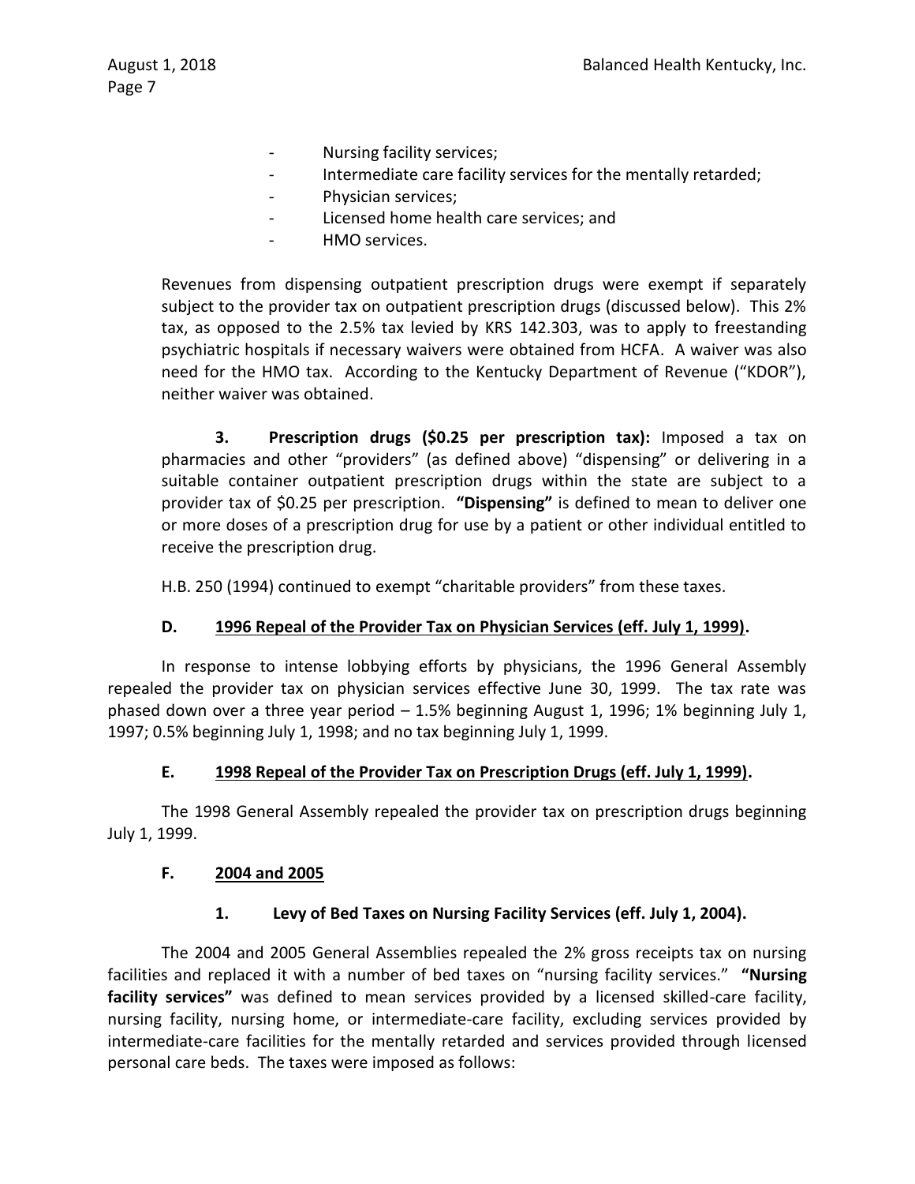- Nursing facility services;
- Intermediate care facility services for the mentally retarded;
- Physician services;
- Licensed home health care services; and
- HMO services.

Revenues from dispensing outpatient prescription drugs were exempt if separately subject to the provider tax on outpatient prescription drugs (discussed below). This 2% tax, as opposed to the 2.5% tax levied by KRS 142.303, was to apply to freestanding psychiatric hospitals if necessary waivers were obtained from HCFA. A waiver was also need for the HMO tax. According to the Kentucky Department of Revenue ("KDOR"), neither waiver was obtained.

**3. Prescription drugs ($0.25 per prescription tax):** Imposed a tax on pharmacies and other "providers" (as defined above) "dispensing" or delivering in a suitable container outpatient prescription drugs within the state are subject to a provider tax of $0.25 per prescription. **"Dispensing"** is defined to mean to deliver one or more doses of a prescription drug for use by a patient or other individual entitled to receive the prescription drug.

H.B. 250 (1994) continued to exempt "charitable providers" from these taxes.

### D. 1996 Repeal of the Provider Tax on Physician Services (eff. July 1, 1999).

In response to intense lobbying efforts by physicians, the 1996 General Assembly repealed the provider tax on physician services effective June 30, 1999. The tax rate was phased down over a three year period – 1.5% beginning August 1, 1996; 1% beginning July 1, 1997; 0.5% beginning July 1, 1998; and no tax beginning July 1, 1999.

### E. 1998 Repeal of the Provider Tax on Prescription Drugs (eff. July 1, 1999).

The 1998 General Assembly repealed the provider tax on prescription drugs beginning July 1, 1999.

### F. 2004 and 2005

#### 1. Levy of Bed Taxes on Nursing Facility Services (eff. July 1, 2004).

The 2004 and 2005 General Assemblies repealed the 2% gross receipts tax on nursing facilities and replaced it with a number of bed taxes on "nursing facility services." **"Nursing facility services"** was defined to mean services provided by a licensed skilled-care facility, nursing facility, nursing home, or intermediate-care facility, excluding services provided by intermediate-care facilities for the mentally retarded and services provided through licensed personal care beds. The taxes were imposed as follows: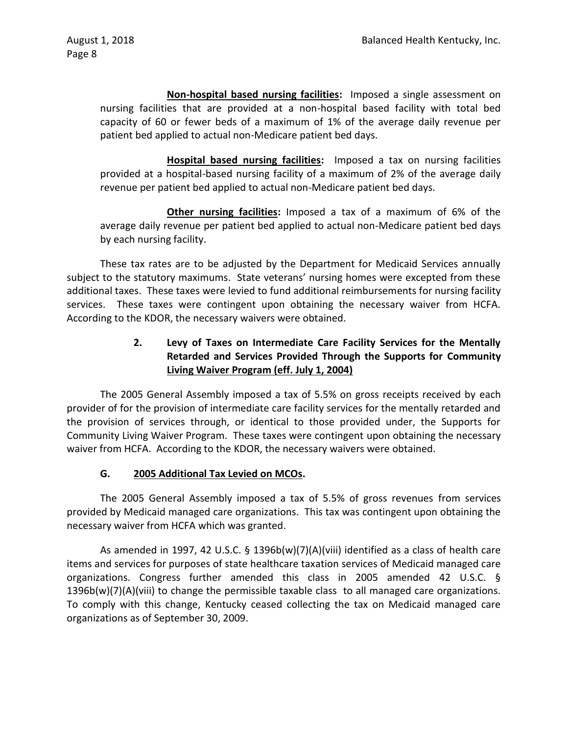**Non-hospital based nursing facilities:** Imposed a single assessment on nursing facilities that are provided at a non-hospital based facility with total bed capacity of 60 or fewer beds of a maximum of 1% of the average daily revenue per patient bed applied to actual non-Medicare patient bed days.

**Hospital based nursing facilities:** Imposed a tax on nursing facilities provided at a hospital-based nursing facility of a maximum of 2% of the average daily revenue per patient bed applied to actual non-Medicare patient bed days.

**Other nursing facilities:** Imposed a tax of a maximum of 6% of the average daily revenue per patient bed applied to actual non-Medicare patient bed days by each nursing facility.

These tax rates are to be adjusted by the Department for Medicaid Services annually subject to the statutory maximums. State veterans' nursing homes were excepted from these additional taxes. These taxes were levied to fund additional reimbursements for nursing facility services. These taxes were contingent upon obtaining the necessary waiver from HCFA. According to the KDOR, the necessary waivers were obtained.

**2. Levy of Taxes on Intermediate Care Facility Services for the Mentally Retarded and Services Provided Through the Supports for Community Living Waiver Program (eff. July 1, 2004)**

The 2005 General Assembly imposed a tax of 5.5% on gross receipts received by each provider of for the provision of intermediate care facility services for the mentally retarded and the provision of services through, or identical to those provided under, the Supports for Community Living Waiver Program. These taxes were contingent upon obtaining the necessary waiver from HCFA. According to the KDOR, the necessary waivers were obtained.

### G. 2005 Additional Tax Levied on MCOs.

The 2005 General Assembly imposed a tax of 5.5% of gross revenues from services provided by Medicaid managed care organizations. This tax was contingent upon obtaining the necessary waiver from HCFA which was granted.

As amended in 1997, 42 U.S.C. § 1396b(w)(7)(A)(viii) identified as a class of health care items and services for purposes of state healthcare taxation services of Medicaid managed care organizations. Congress further amended this class in 2005 amended 42 U.S.C. § 1396b(w)(7)(A)(viii) to change the permissible taxable class to all managed care organizations. To comply with this change, Kentucky ceased collecting the tax on Medicaid managed care organizations as of September 30, 2009.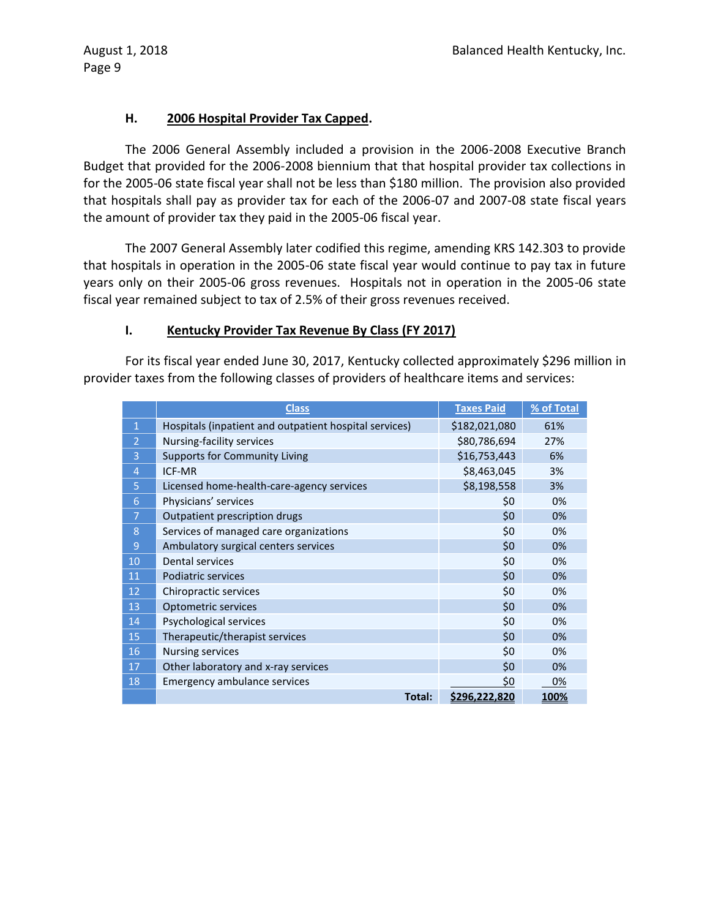### H. 2006 Hospital Provider Tax Capped.

The 2006 General Assembly included a provision in the 2006-2008 Executive Branch Budget that provided for the 2006-2008 biennium that that hospital provider tax collections in for the 2005-06 state fiscal year shall not be less than $180 million. The provision also provided that hospitals shall pay as provider tax for each of the 2006-07 and 2007-08 state fiscal years the amount of provider tax they paid in the 2005-06 fiscal year.

The 2007 General Assembly later codified this regime, amending KRS 142.303 to provide that hospitals in operation in the 2005-06 state fiscal year would continue to pay tax in future years only on their 2005-06 gross revenues. Hospitals not in operation in the 2005-06 state fiscal year remained subject to tax of 2.5% of their gross revenues received.

### I. Kentucky Provider Tax Revenue By Class (FY 2017)

For its fiscal year ended June 30, 2017, Kentucky collected approximately $296 million in provider taxes from the following classes of providers of healthcare items and services:

| | Class | Taxes Paid | % of Total |
|---|---|---|---|
| 1 | Hospitals (inpatient and outpatient hospital services) | $182,021,080 | 61% |
| 2 | Nursing-facility services | $80,786,694 | 27% |
| 3 | Supports for Community Living | $16,753,443 | 6% |
| 4 | ICF-MR | $8,463,045 | 3% |
| 5 | Licensed home-health-care-agency services | $8,198,558 | 3% |
| 6 | Physicians' services | $0 | 0% |
| 7 | Outpatient prescription drugs | $0 | 0% |
| 8 | Services of managed care organizations | $0 | 0% |
| 9 | Ambulatory surgical centers services | $0 | 0% |
| 10 | Dental services | $0 | 0% |
| 11 | Podiatric services | $0 | 0% |
| 12 | Chiropractic services | $0 | 0% |
| 13 | Optometric services | $0 | 0% |
| 14 | Psychological services | $0 | 0% |
| 15 | Therapeutic/therapist services | $0 | 0% |
| 16 | Nursing services | $0 | 0% |
| 17 | Other laboratory and x-ray services | $0 | 0% |
| 18 | Emergency ambulance services | $0 | 0% |
| | **Total:** | **$296,222,820** | **100%** |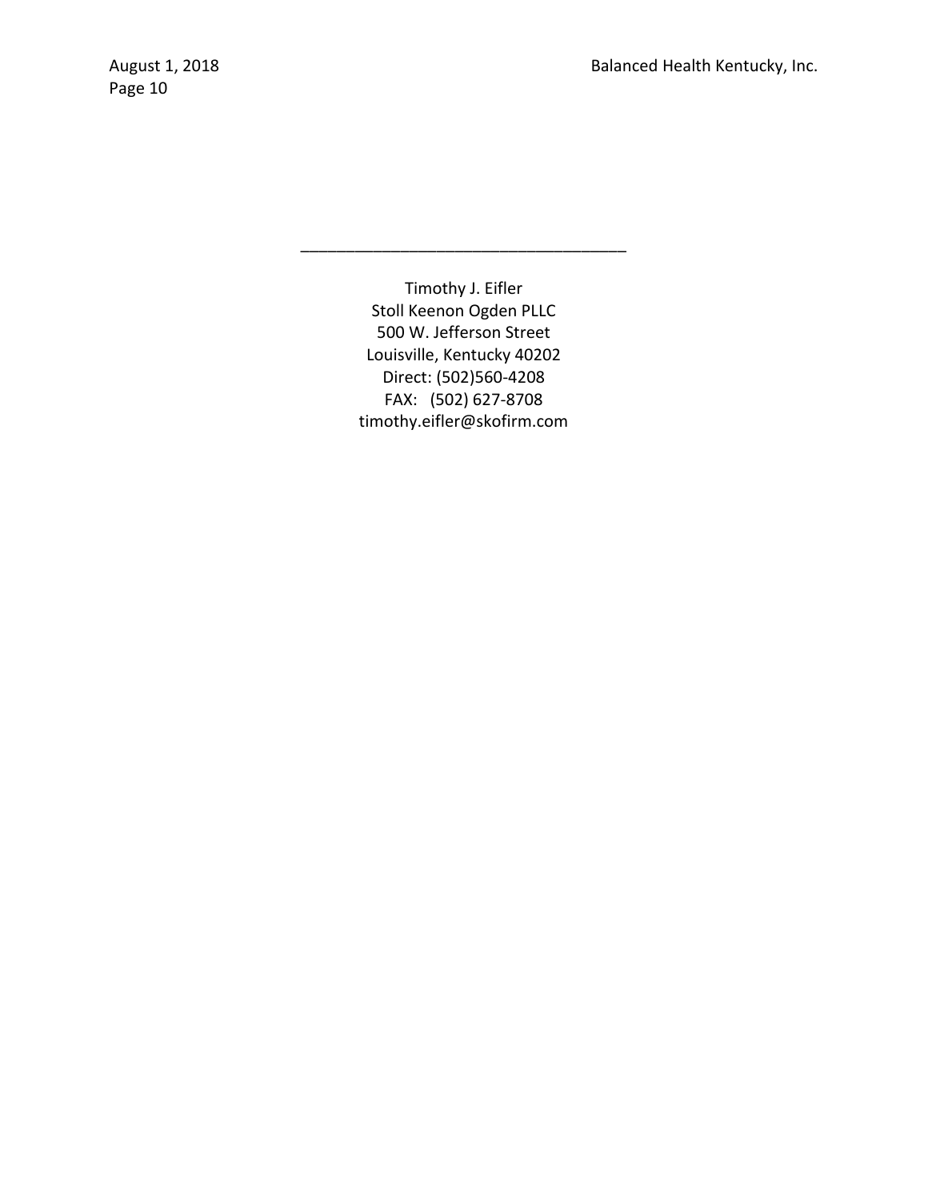\_\_\_\_\_\_\_\_\_\_\_\_\_\_\_\_\_\_\_\_\_\_\_\_\_\_\_\_\_\_\_\_\_\_\_\_

Timothy J. Eifler
Stoll Keenon Ogden PLLC
500 W. Jefferson Street
Louisville, Kentucky 40202
Direct: (502)560-4208
FAX: (502) 627-8708
timothy.eifler@skofirm.com